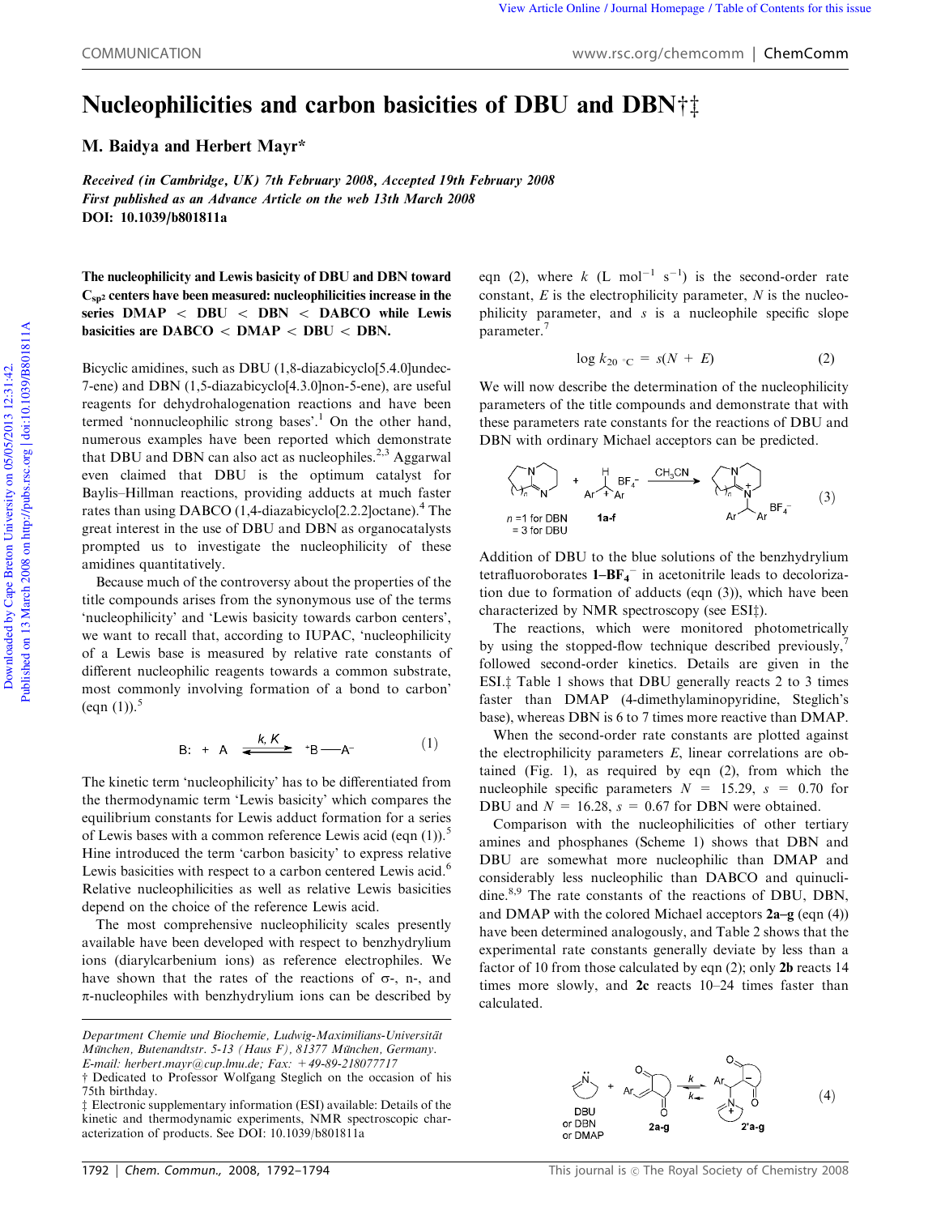# Nucleophilicities and carbon basicities of DBU and DBN†‡

M. Baidya and Herbert Mayr*

*Received (in Cambridge, UK) 7th February 2008, Accepted 19th February 2008*
*First published as an Advance Article on the web 13th March 2008*
**DOI: 10.1039/b801811a**

**The nucleophilicity and Lewis basicity of DBU and DBN toward $C_{sp^2}$ centers have been measured: nucleophilicities increase in the series DMAP < DBU < DBN < DABCO while Lewis basicities are DABCO < DMAP < DBU < DBN.**

Bicyclic amidines, such as DBU (1,8-diazabicyclo[5.4.0]undec-7-ene) and DBN (1,5-diazabicyclo[4.3.0]non-5-ene), are useful reagents for dehydrohalogenation reactions and have been termed 'nonnucleophilic strong bases'.[1] On the other hand, numerous examples have been reported which demonstrate that DBU and DBN can also act as nucleophiles.[2,3] Aggarwal even claimed that DBU is the optimum catalyst for Baylis–Hillman reactions, providing adducts at much faster rates than using DABCO (1,4-diazabicyclo[2.2.2]octane).[4] The great interest in the use of DBU and DBN as organocatalysts prompted us to investigate the nucleophilicity of these amidines quantitatively.

Because much of the controversy about the properties of the title compounds arises from the synonymous use of the terms 'nucleophilicity' and 'Lewis basicity towards carbon centers', we want to recall that, according to IUPAC, 'nucleophilicity of a Lewis base is measured by relative rate constants of different nucleophilic reagents towards a common substrate, most commonly involving formation of a bond to carbon' (eqn (1)).[5]

$$\mathrm{B:} + \mathrm{A} \underset{}{\overset{k,\,K}{\rightleftharpoons}} {}^{+}\mathrm{B{-}A}^{-} \qquad (1)$$

The kinetic term 'nucleophilicity' has to be differentiated from the thermodynamic term 'Lewis basicity' which compares the equilibrium constants for Lewis adduct formation for a series of Lewis bases with a common reference Lewis acid (eqn (1)).[5] Hine introduced the term 'carbon basicity' to express relative Lewis basicities with respect to a carbon centered Lewis acid.[6] Relative nucleophilicities as well as relative Lewis basicities depend on the choice of the reference Lewis acid.

The most comprehensive nucleophilicity scales presently available have been developed with respect to benzhydrylium ions (diarylcarbenium ions) as reference electrophiles. We have shown that the rates of the reactions of σ-, n-, and π-nucleophiles with benzhydrylium ions can be described by eqn (2), where $k$ (L mol$^{-1}$ s$^{-1}$) is the second-order rate constant, $E$ is the electrophilicity parameter, $N$ is the nucleophilicity parameter, and $s$ is a nucleophile specific slope parameter.[7]

$$\log k_{20\,^{\circ}\mathrm{C}} = s(N + E) \qquad (2)$$

We will now describe the determination of the nucleophilicity parameters of the title compounds and demonstrate that with these parameters rate constants for the reactions of DBU and DBN with ordinary Michael acceptors can be predicted.

$$\text{DBN } (n = 1) \text{ or DBU } (n = 3) + \mathrm{Ar_2CH^+\,BF_4^-}\ (\mathbf{1a\text{-}f}) \xrightarrow{\mathrm{CH_3CN}} \text{amidinium adduct } (\mathrm{N^+{-}CHAr_2})\ \mathrm{BF_4^-} \qquad (3)$$

Addition of DBU to the blue solutions of the benzhydrylium tetrafluoroborates **1–BF$_4^-$** in acetonitrile leads to decolorization due to formation of adducts (eqn (3)), which have been characterized by NMR spectroscopy (see ESI‡).

The reactions, which were monitored photometrically by using the stopped-flow technique described previously,[7] followed second-order kinetics. Details are given in the ESI.‡ Table 1 shows that DBU generally reacts 2 to 3 times faster than DMAP (4-dimethylaminopyridine, Steglich's base), whereas DBN is 6 to 7 times more reactive than DMAP.

When the second-order rate constants are plotted against the electrophilicity parameters $E$, linear correlations are obtained (Fig. 1), as required by eqn (2), from which the nucleophile specific parameters $N$ = 15.29, $s$ = 0.70 for DBU and $N$ = 16.28, $s$ = 0.67 for DBN were obtained.

Comparison with the nucleophilicities of other tertiary amines and phosphanes (Scheme 1) shows that DBN and DBU are somewhat more nucleophilic than DMAP and considerably less nucleophilic than DABCO and quinuclidine.[8,9] The rate constants of the reactions of DBU, DBN, and DMAP with the colored Michael acceptors **2a–g** (eqn (4)) have been determined analogously, and Table 2 shows that the experimental rate constants generally deviate by less than a factor of 10 from those calculated by eqn (2); only **2b** reacts 14 times more slowly, and **2c** reacts 10–24 times faster than calculated.

$$\text{DBU or DBN or DMAP} + \mathbf{2a\text{-}g} \underset{k_-}{\overset{k}{\rightleftharpoons}} \mathbf{2'a\text{-}g} \qquad (4)$$

---

Department Chemie und Biochemie, Ludwig-Maximilians-Universität München, Butenandtstr. 5-13 (Haus F), 81377 München, Germany. E-mail: herbert.mayr@cup.lmu.de; Fax: +49-89-218077717

† Dedicated to Professor Wolfgang Steglich on the occasion of his 75th birthday.

‡ Electronic supplementary information (ESI) available: Details of the kinetic and thermodynamic experiments, NMR spectroscopic characterization of products. See DOI: 10.1039/b801811a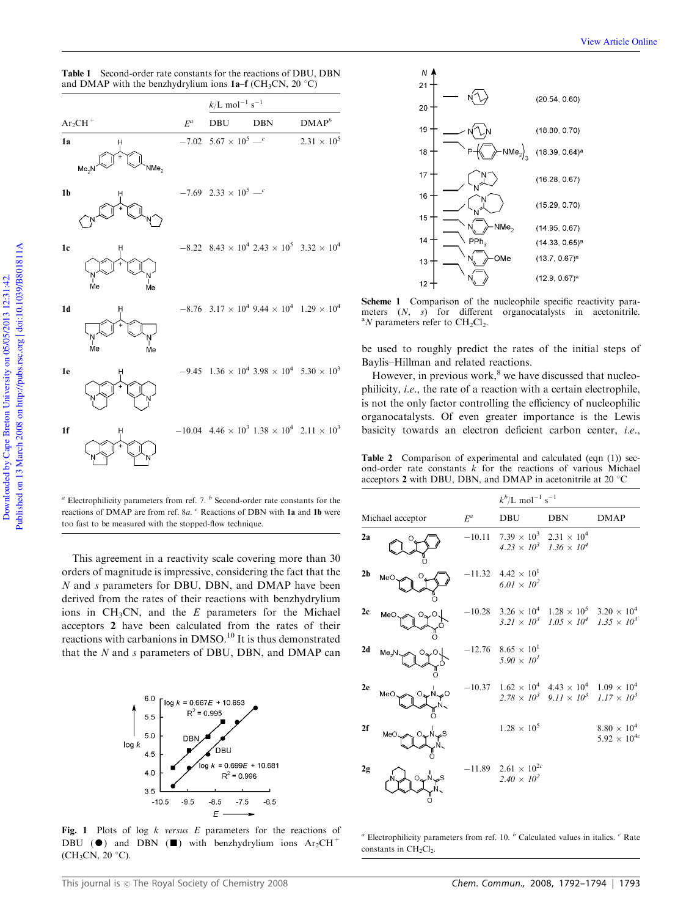**Table 1** Second-order rate constants for the reactions of DBU, DBN and DMAP with the benzhydrylium ions **1a–f** ($CH_3CN$, 20 °C)

| $Ar_2CH^+$ | $E^a$ | DBU ($k$/L mol$^{-1}$ s$^{-1}$) | DBN | DMAP$^b$ |
|---|---|---|---|---|
| **1a** | −7.02 | $5.67 \times 10^5$ | —$^c$ | $2.31 \times 10^5$ |
| **1b** | −7.69 | $2.33 \times 10^5$ | —$^c$ | |
| **1c** | −8.22 | $8.43 \times 10^4$ | $2.43 \times 10^5$ | $3.32 \times 10^4$ |
| **1d** | −8.76 | $3.17 \times 10^4$ | $9.44 \times 10^4$ | $1.29 \times 10^4$ |
| **1e** | −9.45 | $1.36 \times 10^4$ | $3.98 \times 10^4$ | $5.30 \times 10^3$ |
| **1f** | −10.04 | $4.46 \times 10^3$ | $1.38 \times 10^4$ | $2.11 \times 10^3$ |

$^a$ Electrophilicity parameters from ref. 7. $^b$ Second-order rate constants for the reactions of DMAP are from ref. 8a. $^c$ Reactions of DBN with **1a** and **1b** were too fast to be measured with the stopped-flow technique.

This agreement in a reactivity scale covering more than 30 orders of magnitude is impressive, considering the fact that the $N$ and $s$ parameters for DBU, DBN, and DMAP have been derived from the rates of their reactions with benzhydrylium ions in $CH_3CN$, and the $E$ parameters for the Michael acceptors **2** have been calculated from the rates of their reactions with carbanions in DMSO.[10] It is thus demonstrated that the $N$ and $s$ parameters of DBU, DBN, and DMAP can be used to roughly predict the rates of the initial steps of Baylis–Hillman and related reactions.

**Fig. 1** Plots of log $k$ *versus* $E$ parameters for the reactions of DBU (●) and DBN (■) with benzhydrylium ions $Ar_2CH^+$ ($CH_3CN$, 20 °C).

**Scheme 1** Comparison of the nucleophile specific reactivity parameters ($N$, $s$) for different organocatalysts in acetonitrile. $^a$$N$ parameters refer to $CH_2Cl_2$.

However, in previous work,[8] we have discussed that nucleophilicity, *i.e.*, the rate of a reaction with a certain electrophile, is not the only factor controlling the efficiency of nucleophilic organocatalysts. Of even greater importance is the Lewis basicity towards an electron deficient carbon center, *i.e.*,

**Table 2** Comparison of experimental and calculated (eqn (1)) second-order rate constants $k$ for the reactions of various Michael acceptors **2** with DBU, DBN, and DMAP in acetonitrile at 20 °C

| Michael acceptor | $E^a$ | DBU ($k^b$/L mol$^{-1}$ s$^{-1}$) | DBN | DMAP |
|---|---|---|---|---|
| **2a** | −10.11 | $7.39 \times 10^3$<br>*$4.23 \times 10^3$* | $2.31 \times 10^4$<br>*$1.36 \times 10^4$* | |
| **2b** | −11.32 | $4.42 \times 10^1$<br>*$6.01 \times 10^2$* | | |
| **2c** | −10.28 | $3.26 \times 10^4$<br>*$3.21 \times 10^3$* | $1.28 \times 10^5$<br>*$1.05 \times 10^4$* | $3.20 \times 10^4$<br>*$1.35 \times 10^3$* |
| **2d** | −12.76 | $8.65 \times 10^1$<br>*$5.90 \times 10^1$* | | |
| **2e** | −10.37 | $1.62 \times 10^4$<br>*$2.78 \times 10^3$* | $4.43 \times 10^4$<br>*$9.11 \times 10^3$* | $1.09 \times 10^4$<br>*$1.17 \times 10^3$* |
| **2f** | | $1.28 \times 10^5$ | | $8.80 \times 10^4$<br>$5.92 \times 10^{4c}$ |
| **2g** | −11.89 | $2.61 \times 10^{2c}$<br>*$2.40 \times 10^2$* | | |

$^a$ Electrophilicity parameters from ref. 10. $^b$ Calculated values in italics. $^c$ Rate constants in $CH_2Cl_2$.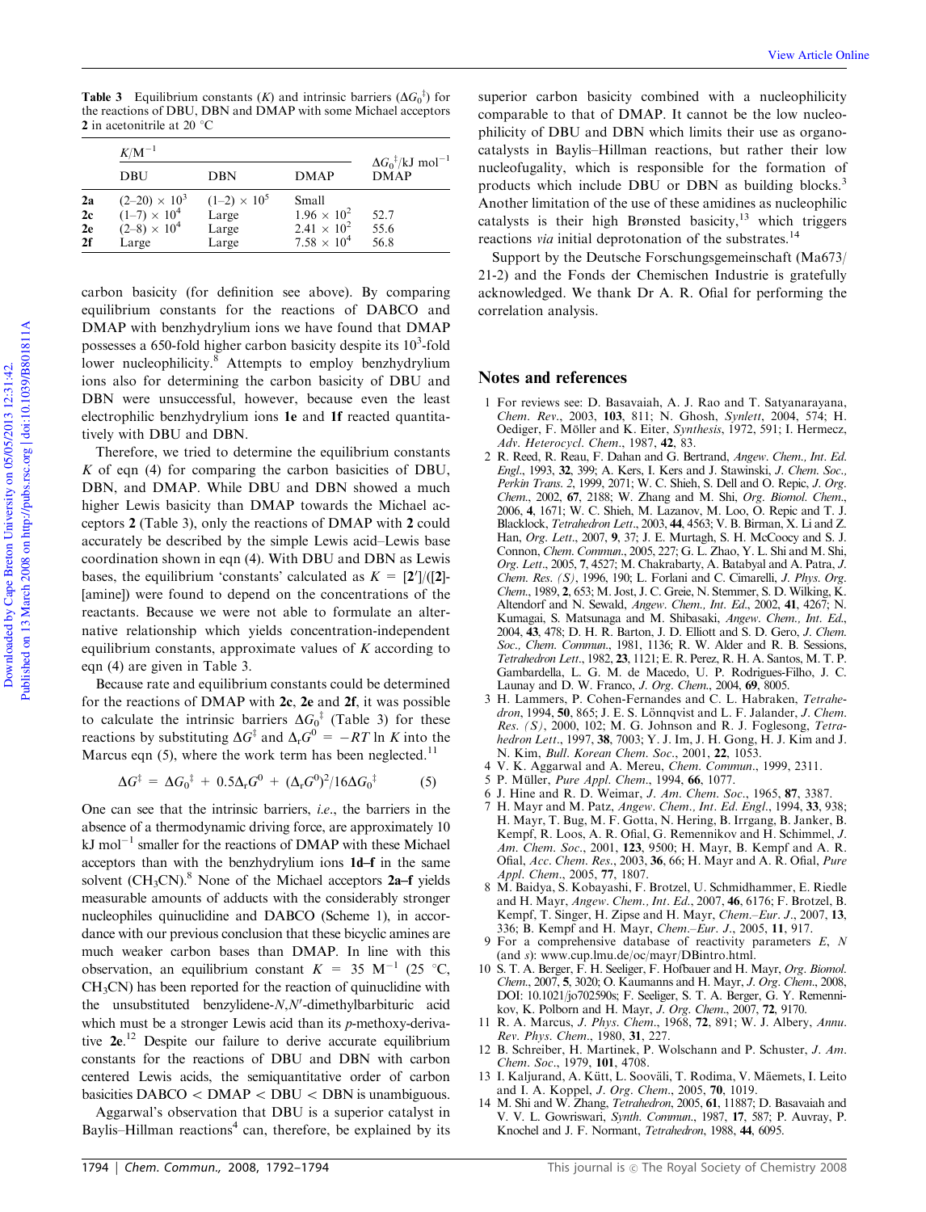**Table 3** Equilibrium constants ($K$) and intrinsic barriers ($\Delta G_0^{\ddagger}$) for the reactions of DBU, DBN and DMAP with some Michael acceptors **2** in acetonitrile at 20 °C

| | $K$/M$^{-1}$ | | | $\Delta G_0^{\ddagger}$/kJ mol$^{-1}$ |
|---|---|---|---|---|
| | DBU | DBN | DMAP | DMAP |
| **2a** | $(2–20) \times 10^3$ | $(1–2) \times 10^5$ | Small | |
| **2c** | $(1–7) \times 10^4$ | Large | $1.96 \times 10^2$ | 52.7 |
| **2e** | $(2–8) \times 10^4$ | Large | $2.41 \times 10^2$ | 55.6 |
| **2f** | Large | Large | $7.58 \times 10^4$ | 56.8 |

carbon basicity (for definition see above). By comparing equilibrium constants for the reactions of DABCO and DMAP with benzhydrylium ions we have found that DMAP possesses a 650-fold higher carbon basicity despite its $10^3$-fold lower nucleophilicity.[8] Attempts to employ benzhydrylium ions also for determining the carbon basicity of DBU and DBN were unsuccessful, however, because even the least electrophilic benzhydrylium ions **1e** and **1f** reacted quantitatively with DBU and DBN.

Therefore, we tried to determine the equilibrium constants $K$ of eqn (4) for comparing the carbon basicities of DBU, DBN, and DMAP. While DBU and DBN showed a much higher Lewis basicity than DMAP towards the Michael acceptors **2** (Table 3), only the reactions of DMAP with **2** could accurately be described by the simple Lewis acid–Lewis base coordination shown in eqn (4). With DBU and DBN as Lewis bases, the equilibrium 'constants' calculated as $K$ = [**2′**]/([**2**]-[amine]) were found to depend on the concentrations of the reactants. Because we were not able to formulate an alternative relationship which yields concentration-independent equilibrium constants, approximate values of $K$ according to eqn (4) are given in Table 3.

Because rate and equilibrium constants could be determined for the reactions of DMAP with **2c**, **2e** and **2f**, it was possible to calculate the intrinsic barriers $\Delta G_0^{\ddagger}$ (Table 3) for these reactions by substituting $\Delta G^{\ddagger}$ and $\Delta_r G^0 = -RT \ln K$ into the Marcus eqn (5), where the work term has been neglected.[11]

$$\Delta G^{\ddagger} = \Delta G_0^{\ddagger} + 0.5\Delta_r G^0 + (\Delta_r G^0)^2/16\Delta G_0^{\ddagger} \qquad (5)$$

One can see that the intrinsic barriers, *i.e.*, the barriers in the absence of a thermodynamic driving force, are approximately 10 kJ mol$^{-1}$ smaller for the reactions of DMAP with these Michael acceptors than with the benzhydrylium ions **1d–f** in the same solvent ($CH_3CN$).[8] None of the Michael acceptors **2a–f** yields measurable amounts of adducts with the considerably stronger nucleophiles quinuclidine and DABCO (Scheme 1), in accordance with our previous conclusion that these bicyclic amines are much weaker carbon bases than DMAP. In line with this observation, an equilibrium constant $K$ = 35 M$^{-1}$ (25 °C, $CH_3CN$) has been reported for the reaction of quinuclidine with the unsubstituted benzylidene-*N*,*N′*-dimethylbarbituric acid which must be a stronger Lewis acid than its *p*-methoxy-derivative **2e**.[12] Despite our failure to derive accurate equilibrium constants for the reactions of DBU and DBN with carbon centered Lewis acids, the semiquantitative order of carbon basicities DABCO < DMAP < DBU < DBN is unambiguous.

Aggarwal's observation that DBU is a superior catalyst in Baylis–Hillman reactions[4] can, therefore, be explained by its superior carbon basicity combined with a nucleophilicity comparable to that of DMAP. It cannot be the low nucleophilicity of DBU and DBN which limits their use as organocatalysts in Baylis–Hillman reactions, but rather their low nucleofugality, which is responsible for the formation of products which include DBU or DBN as building blocks.[3] Another limitation of the use of these amidines as nucleophilic catalysts is their high Brønsted basicity,[13] which triggers reactions *via* initial deprotonation of the substrates.[14]

Support by the Deutsche Forschungsgemeinschaft (Ma673/21-2) and the Fonds der Chemischen Industrie is gratefully acknowledged. We thank Dr A. R. Ofial for performing the correlation analysis.

## Notes and references

1. For reviews see: D. Basavaiah, A. J. Rao and T. Satyanarayana, *Chem. Rev.*, 2003, **103**, 811; N. Ghosh, *Synlett*, 2004, 574; H. Oediger, F. Möller and K. Eiter, *Synthesis*, 1972, 591; I. Hermecz, *Adv. Heterocycl. Chem.*, 1987, **42**, 83.
2. R. Reed, R. Reau, F. Dahan and G. Bertrand, *Angew. Chem., Int. Ed. Engl.*, 1993, **32**, 399; A. Kers, I. Kers and J. Stawinski, *J. Chem. Soc., Perkin Trans. 2*, 1999, 2071; W. C. Shieh, S. Dell and O. Repic, *J. Org. Chem.*, 2002, **67**, 2188; W. Zhang and M. Shi, *Org. Biomol. Chem.*, 2006, **4**, 1671; W. C. Shieh, M. Lazanov, M. Loo, O. Repic and T. J. Blacklock, *Tetrahedron Lett.*, 2003, **44**, 4563; V. B. Birman, X. Li and Z. Han, *Org. Lett.*, 2007, **9**, 37; J. E. Murtagh, S. H. McCoocy and S. J. Connon, *Chem. Commun.*, 2005, 227; G. L. Zhao, Y. L. Shi and M. Shi, *Org. Lett.*, 2005, **7**, 4527; M. Chakrabarty, A. Batabyal and A. Patra, *J. Chem. Res. (S)*, 1996, 190; L. Forlani and C. Cimarelli, *J. Phys. Org. Chem.*, 1989, **2**, 653; M. Jost, J. C. Greie, N. Stemmer, S. D. Wilking, K. Altendorf and N. Sewald, *Angew. Chem., Int. Ed.*, 2002, **41**, 4267; N. Kumagai, S. Matsunaga and M. Shibasaki, *Angew. Chem., Int. Ed.*, 2004, **43**, 478; D. H. R. Barton, J. D. Elliott and S. D. Gero, *J. Chem. Soc., Chem. Commun.*, 1981, 1136; R. W. Alder and R. B. Sessions, *Tetrahedron Lett.*, 1982, **23**, 1121; E. R. Perez, R. H. A. Santos, M. T. P. Gambardella, L. G. M. de Macedo, U. P. Rodrigues-Filho, J. C. Launay and D. W. Franco, *J. Org. Chem.*, 2004, **69**, 8005.
3. H. Lammers, P. Cohen-Fernandes and C. L. Habraken, *Tetrahedron*, 1994, **50**, 865; J. E. S. Lönnqvist and L. F. Jalander, *J. Chem. Res. (S)*, 2000, 102; M. G. Johnson and R. J. Foglesong, *Tetrahedron Lett.*, 1997, **38**, 7003; Y. J. Im, J. H. Gong, H. J. Kim and J. N. Kim, *Bull. Korean Chem. Soc.*, 2001, **22**, 1053.
4. V. K. Aggarwal and A. Mereu, *Chem. Commun.*, 1999, 2311.
5. P. Müller, *Pure Appl. Chem.*, 1994, **66**, 1077.
6. J. Hine and R. D. Weimar, *J. Am. Chem. Soc.*, 1965, **87**, 3387.
7. H. Mayr and M. Patz, *Angew. Chem., Int. Ed. Engl.*, 1994, **33**, 938; H. Mayr, T. Bug, M. F. Gotta, N. Hering, B. Irrgang, B. Janker, B. Kempf, R. Loos, A. R. Ofial, G. Remennikov and H. Schimmel, *J. Am. Chem. Soc.*, 2001, **123**, 9500; H. Mayr, B. Kempf and A. R. Ofial, *Acc. Chem. Res.*, 2003, **36**, 66; H. Mayr and A. R. Ofial, *Pure Appl. Chem.*, 2005, **77**, 1807.
8. M. Baidya, S. Kobayashi, F. Brotzel, U. Schmidhammer, E. Riedle and H. Mayr, *Angew. Chem., Int. Ed.*, 2007, **46**, 6176; F. Brotzel, B. Kempf, T. Singer, H. Zipse and H. Mayr, *Chem.–Eur. J.*, 2007, **13**, 336; B. Kempf and H. Mayr, *Chem.–Eur. J.*, 2005, **11**, 917.
9. For a comprehensive database of reactivity parameters $E$, $N$ (and $s$): www.cup.lmu.de/oc/mayr/DBintro.html.
10. S. T. A. Berger, F. H. Seeliger, F. Hofbauer and H. Mayr, *Org. Biomol. Chem.*, 2007, **5**, 3020; O. Kaumanns and H. Mayr, *J. Org. Chem.*, 2008, DOI: 10.1021/jo702590s; F. Seeliger, S. T. A. Berger, G. Y. Remennikov, K. Polborn and H. Mayr, *J. Org. Chem.*, 2007, **72**, 9170.
11. R. A. Marcus, *J. Phys. Chem.*, 1968, **72**, 891; W. J. Albery, *Annu. Rev. Phys. Chem.*, 1980, **31**, 227.
12. B. Schreiber, H. Martinek, P. Wolschann and P. Schuster, *J. Am. Chem. Soc.*, 1979, **101**, 4708.
13. I. Kaljurand, A. Kütt, L. Sooväli, T. Rodima, V. Mäemets, I. Leito and I. A. Koppel, *J. Org. Chem.*, 2005, **70**, 1019.
14. M. Shi and W. Zhang, *Tetrahedron*, 2005, **61**, 11887; D. Basavaiah and V. V. L. Gowriswari, *Synth. Commun.*, 1987, **17**, 587; P. Auvray, P. Knochel and J. F. Normant, *Tetrahedron*, 1988, **44**, 6095.